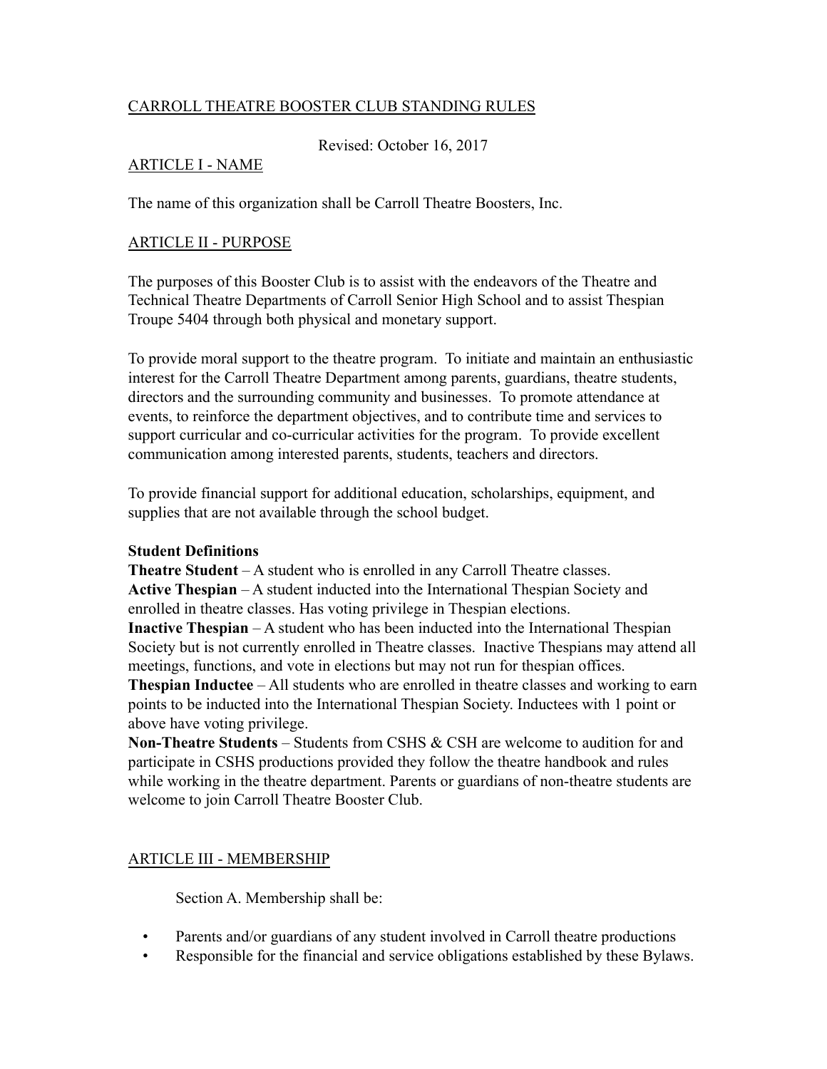# CARROLL THEATRE BOOSTER CLUB STANDING RULES

Revised: October 16, 2017

## ARTICLE I - NAME

The name of this organization shall be Carroll Theatre Boosters, Inc.

## ARTICLE II - PURPOSE

The purposes of this Booster Club is to assist with the endeavors of the Theatre and Technical Theatre Departments of Carroll Senior High School and to assist Thespian Troupe 5404 through both physical and monetary support.

To provide moral support to the theatre program. To initiate and maintain an enthusiastic interest for the Carroll Theatre Department among parents, guardians, theatre students, directors and the surrounding community and businesses. To promote attendance at events, to reinforce the department objectives, and to contribute time and services to support curricular and co-curricular activities for the program. To provide excellent communication among interested parents, students, teachers and directors.

To provide financial support for additional education, scholarships, equipment, and supplies that are not available through the school budget.

**Student Definitions**

**Theatre Student** – A student who is enrolled in any Carroll Theatre classes.

**Active Thespian** – A student inducted into the International Thespian Society and enrolled in theatre classes. Has voting privilege in Thespian elections.

**Inactive Thespian** – A student who has been inducted into the International Thespian Society but is not currently enrolled in Theatre classes. Inactive Thespians may attend all meetings, functions, and vote in elections but may not run for thespian offices.

**Thespian Inductee** – All students who are enrolled in theatre classes and working to earn points to be inducted into the International Thespian Society. Inductees with 1 point or above have voting privilege.

**Non-Theatre Students** – Students from CSHS & CSH are welcome to audition for and participate in CSHS productions provided they follow the theatre handbook and rules while working in the theatre department. Parents or guardians of non-theatre students are welcome to join Carroll Theatre Booster Club.

## ARTICLE III - MEMBERSHIP

Section A. Membership shall be:

- Parents and/or guardians of any student involved in Carroll theatre productions
- Responsible for the financial and service obligations established by these Bylaws.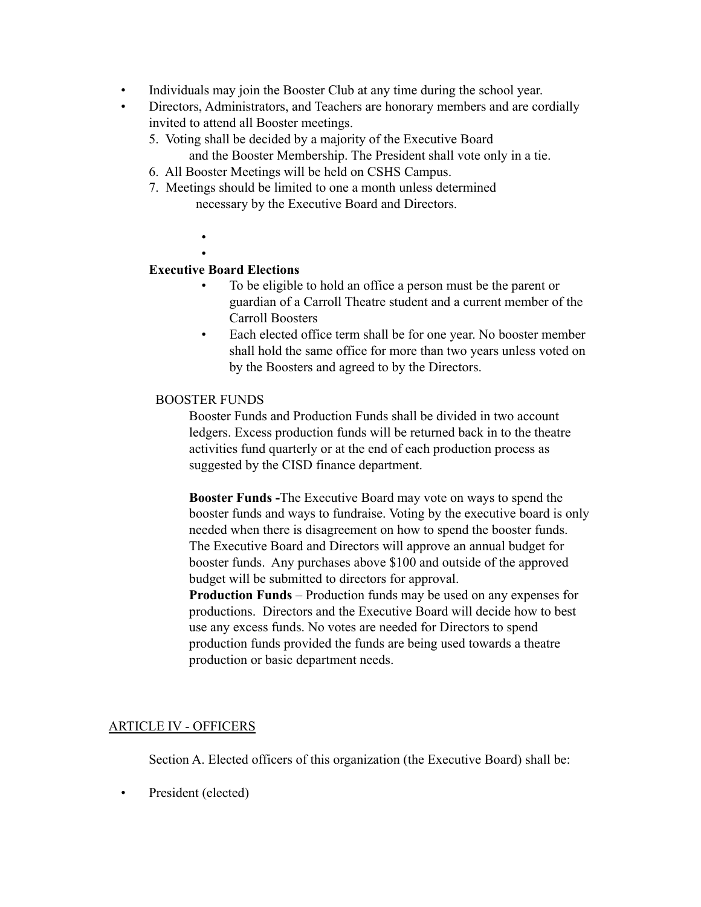- Individuals may join the Booster Club at any time during the school year.
- Directors, Administrators, and Teachers are honorary members and are cordially invited to attend all Booster meetings.

5. Voting shall be decided by a majority of the Executive Board and the Booster Membership. The President shall vote only in a tie.
6. All Booster Meetings will be held on CSHS Campus.
7. Meetings should be limited to one a month unless determined necessary by the Executive Board and Directors.

**Executive Board Elections**

- To be eligible to hold an office a person must be the parent or guardian of a Carroll Theatre student and a current member of the Carroll Boosters
- Each elected office term shall be for one year. No booster member shall hold the same office for more than two years unless voted on by the Boosters and agreed to by the Directors.

BOOSTER FUNDS

Booster Funds and Production Funds shall be divided in two account ledgers. Excess production funds will be returned back in to the theatre activities fund quarterly or at the end of each production process as suggested by the CISD finance department.

**Booster Funds -**The Executive Board may vote on ways to spend the booster funds and ways to fundraise. Voting by the executive board is only needed when there is disagreement on how to spend the booster funds. The Executive Board and Directors will approve an annual budget for booster funds. Any purchases above $100 and outside of the approved budget will be submitted to directors for approval.

**Production Funds** – Production funds may be used on any expenses for productions. Directors and the Executive Board will decide how to best use any excess funds. No votes are needed for Directors to spend production funds provided the funds are being used towards a theatre production or basic department needs.

<u>ARTICLE IV - OFFICERS</u>

Section A. Elected officers of this organization (the Executive Board) shall be:

- President (elected)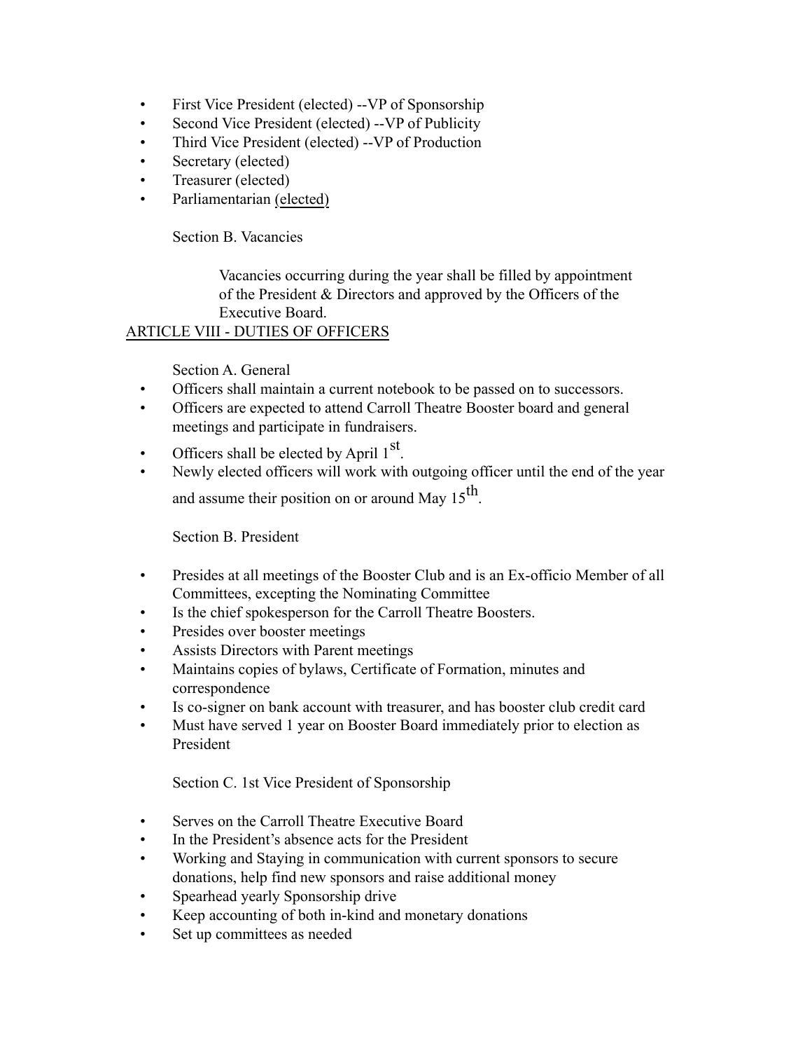- First Vice President (elected) --VP of Sponsorship
- Second Vice President (elected) --VP of Publicity
- Third Vice President (elected) --VP of Production
- Secretary (elected)
- Treasurer (elected)
- Parliamentarian (elected)

Section B. Vacancies

Vacancies occurring during the year shall be filled by appointment of the President & Directors and approved by the Officers of the Executive Board.

## ARTICLE VIII - DUTIES OF OFFICERS

Section A. General

- Officers shall maintain a current notebook to be passed on to successors.
- Officers are expected to attend Carroll Theatre Booster board and general meetings and participate in fundraisers.
- Officers shall be elected by April 1st.
- Newly elected officers will work with outgoing officer until the end of the year and assume their position on or around May 15th.

Section B. President

- Presides at all meetings of the Booster Club and is an Ex-officio Member of all Committees, excepting the Nominating Committee
- Is the chief spokesperson for the Carroll Theatre Boosters.
- Presides over booster meetings
- Assists Directors with Parent meetings
- Maintains copies of bylaws, Certificate of Formation, minutes and correspondence
- Is co-signer on bank account with treasurer, and has booster club credit card
- Must have served 1 year on Booster Board immediately prior to election as President

Section C. 1st Vice President of Sponsorship

- Serves on the Carroll Theatre Executive Board
- In the President's absence acts for the President
- Working and Staying in communication with current sponsors to secure donations, help find new sponsors and raise additional money
- Spearhead yearly Sponsorship drive
- Keep accounting of both in-kind and monetary donations
- Set up committees as needed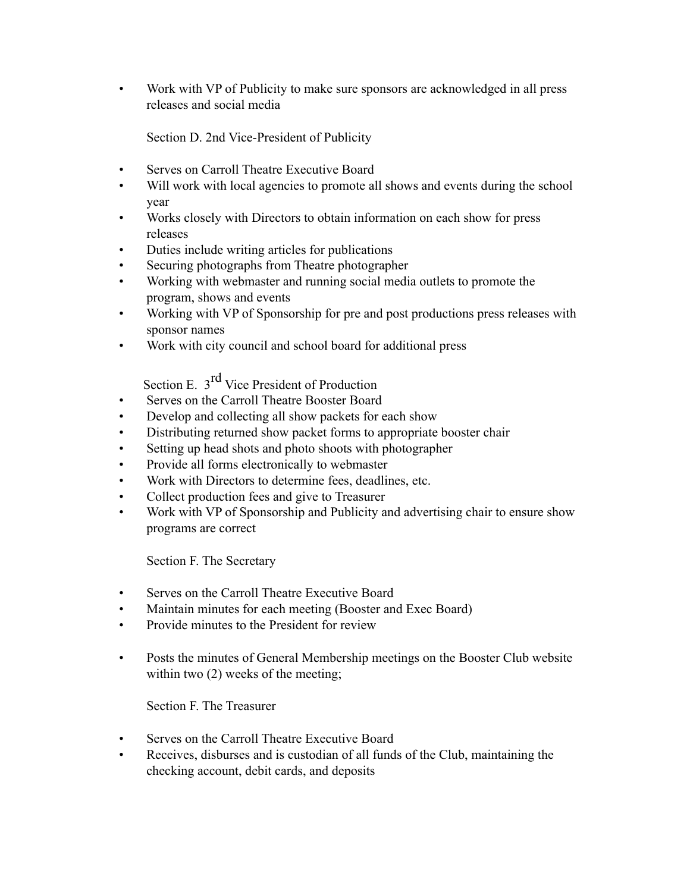- Work with VP of Publicity to make sure sponsors are acknowledged in all press releases and social media

Section D. 2nd Vice-President of Publicity

- Serves on Carroll Theatre Executive Board
- Will work with local agencies to promote all shows and events during the school year
- Works closely with Directors to obtain information on each show for press releases
- Duties include writing articles for publications
- Securing photographs from Theatre photographer
- Working with webmaster and running social media outlets to promote the program, shows and events
- Working with VP of Sponsorship for pre and post productions press releases with sponsor names
- Work with city council and school board for additional press

Section E. 3rd Vice President of Production

- Serves on the Carroll Theatre Booster Board
- Develop and collecting all show packets for each show
- Distributing returned show packet forms to appropriate booster chair
- Setting up head shots and photo shoots with photographer
- Provide all forms electronically to webmaster
- Work with Directors to determine fees, deadlines, etc.
- Collect production fees and give to Treasurer
- Work with VP of Sponsorship and Publicity and advertising chair to ensure show programs are correct

Section F. The Secretary

- Serves on the Carroll Theatre Executive Board
- Maintain minutes for each meeting (Booster and Exec Board)
- Provide minutes to the President for review

- Posts the minutes of General Membership meetings on the Booster Club website within two (2) weeks of the meeting;

Section F. The Treasurer

- Serves on the Carroll Theatre Executive Board
- Receives, disburses and is custodian of all funds of the Club, maintaining the checking account, debit cards, and deposits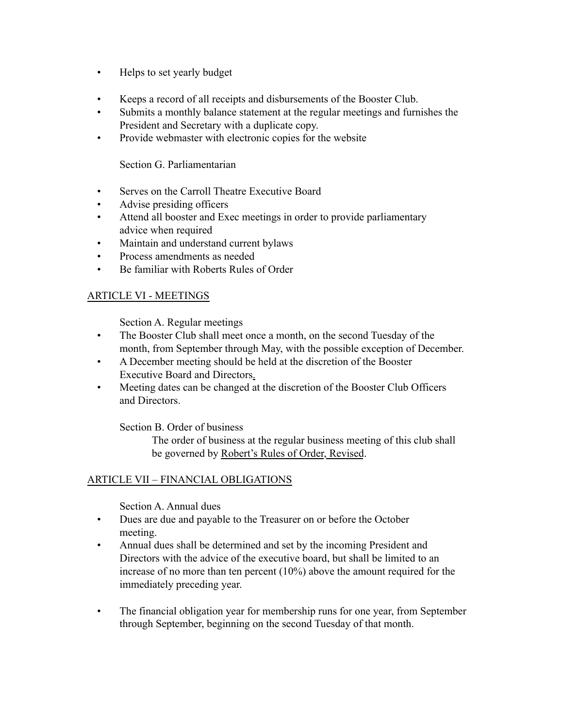- Helps to set yearly budget
- Keeps a record of all receipts and disbursements of the Booster Club.
- Submits a monthly balance statement at the regular meetings and furnishes the President and Secretary with a duplicate copy.
- Provide webmaster with electronic copies for the website

Section G. Parliamentarian

- Serves on the Carroll Theatre Executive Board
- Advise presiding officers
- Attend all booster and Exec meetings in order to provide parliamentary advice when required
- Maintain and understand current bylaws
- Process amendments as needed
- Be familiar with Roberts Rules of Order

## ARTICLE VI - MEETINGS

Section A. Regular meetings

- The Booster Club shall meet once a month, on the second Tuesday of the month, from September through May, with the possible exception of December.
- A December meeting should be held at the discretion of the Booster Executive Board and Directors.
- Meeting dates can be changed at the discretion of the Booster Club Officers and Directors.

Section B. Order of business

The order of business at the regular business meeting of this club shall be governed by Robert's Rules of Order, Revised.

## ARTICLE VII – FINANCIAL OBLIGATIONS

Section A. Annual dues

- Dues are due and payable to the Treasurer on or before the October meeting.
- Annual dues shall be determined and set by the incoming President and Directors with the advice of the executive board, but shall be limited to an increase of no more than ten percent (10%) above the amount required for the immediately preceding year.
- The financial obligation year for membership runs for one year, from September through September, beginning on the second Tuesday of that month.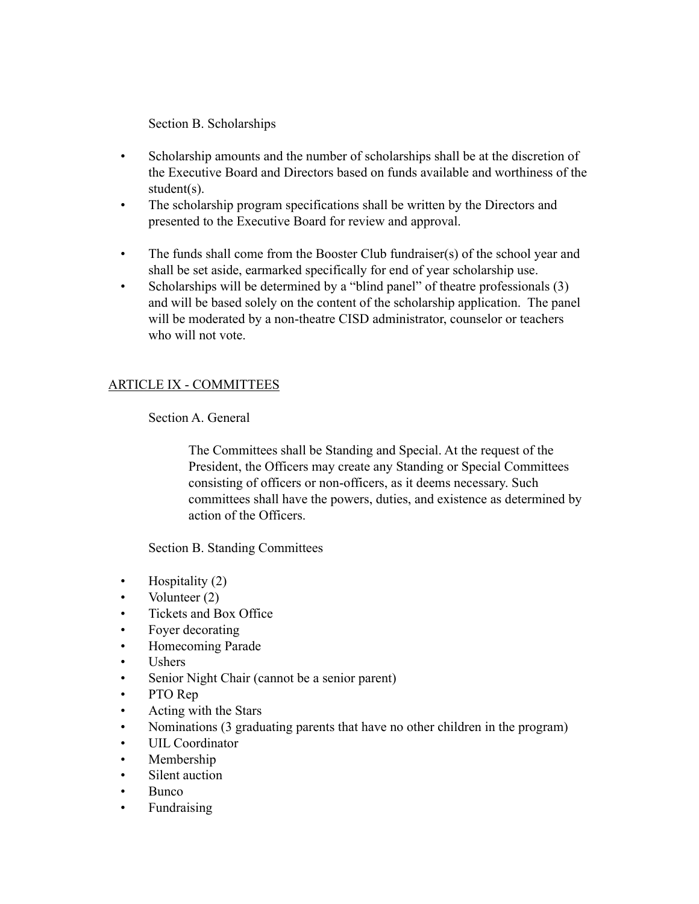Section B. Scholarships

- Scholarship amounts and the number of scholarships shall be at the discretion of the Executive Board and Directors based on funds available and worthiness of the student(s).
- The scholarship program specifications shall be written by the Directors and presented to the Executive Board for review and approval.

- The funds shall come from the Booster Club fundraiser(s) of the school year and shall be set aside, earmarked specifically for end of year scholarship use.
- Scholarships will be determined by a "blind panel" of theatre professionals (3) and will be based solely on the content of the scholarship application. The panel will be moderated by a non-theatre CISD administrator, counselor or teachers who will not vote.

## ARTICLE IX - COMMITTEES

Section A. General

The Committees shall be Standing and Special. At the request of the President, the Officers may create any Standing or Special Committees consisting of officers or non-officers, as it deems necessary. Such committees shall have the powers, duties, and existence as determined by action of the Officers.

Section B. Standing Committees

- Hospitality (2)
- Volunteer (2)
- Tickets and Box Office
- Foyer decorating
- Homecoming Parade
- Ushers
- Senior Night Chair (cannot be a senior parent)
- PTO Rep
- Acting with the Stars
- Nominations (3 graduating parents that have no other children in the program)
- UIL Coordinator
- Membership
- Silent auction
- Bunco
- Fundraising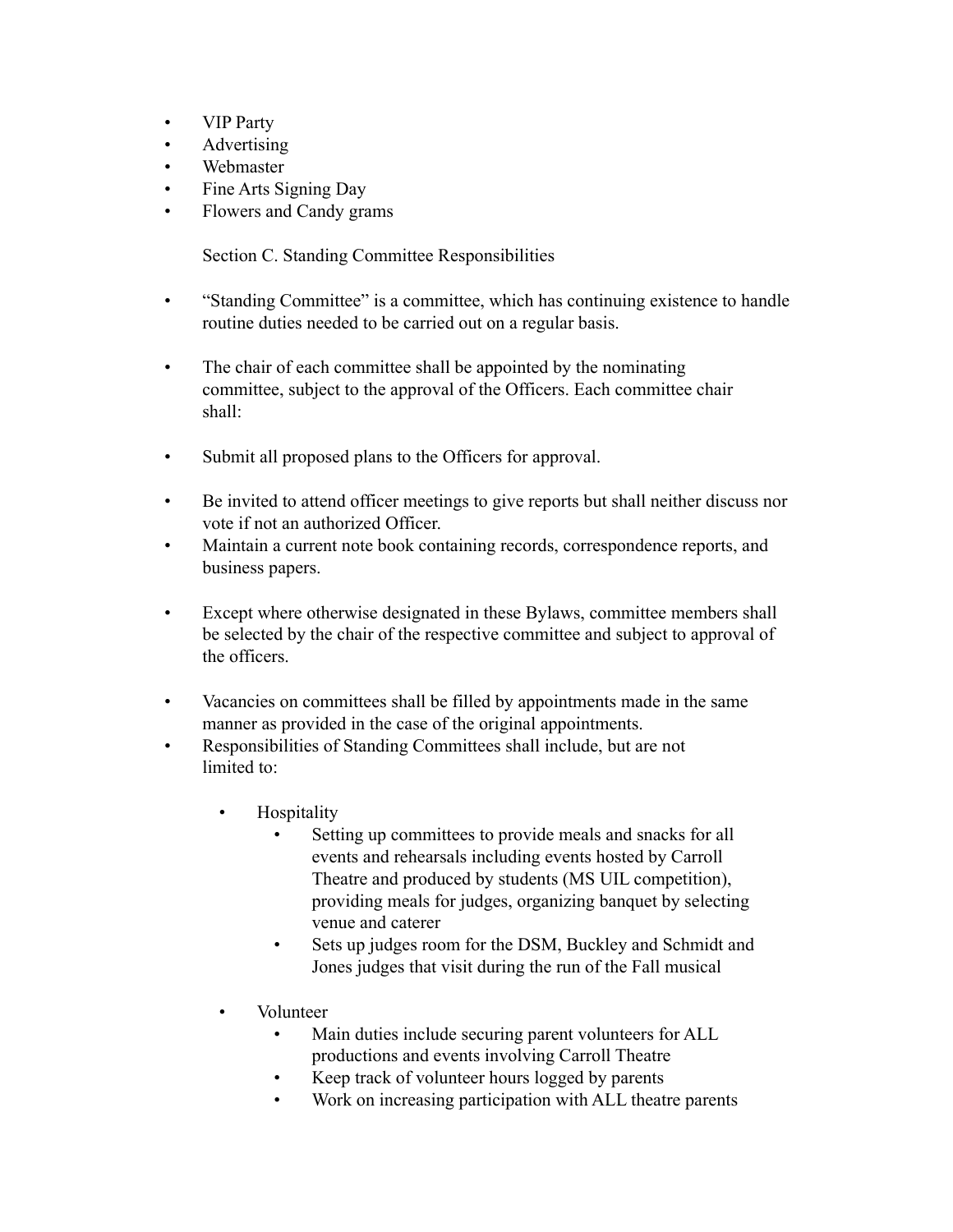- VIP Party
- Advertising
- Webmaster
- Fine Arts Signing Day
- Flowers and Candy grams

Section C. Standing Committee Responsibilities

- "Standing Committee" is a committee, which has continuing existence to handle routine duties needed to be carried out on a regular basis.

- The chair of each committee shall be appointed by the nominating committee, subject to the approval of the Officers. Each committee chair shall:

- Submit all proposed plans to the Officers for approval.

- Be invited to attend officer meetings to give reports but shall neither discuss nor vote if not an authorized Officer.
- Maintain a current note book containing records, correspondence reports, and business papers.

- Except where otherwise designated in these Bylaws, committee members shall be selected by the chair of the respective committee and subject to approval of the officers.

- Vacancies on committees shall be filled by appointments made in the same manner as provided in the case of the original appointments.
- Responsibilities of Standing Committees shall include, but are not limited to:

  - Hospitality
    - Setting up committees to provide meals and snacks for all events and rehearsals including events hosted by Carroll Theatre and produced by students (MS UIL competition), providing meals for judges, organizing banquet by selecting venue and caterer
    - Sets up judges room for the DSM, Buckley and Schmidt and Jones judges that visit during the run of the Fall musical

  - Volunteer
    - Main duties include securing parent volunteers for ALL productions and events involving Carroll Theatre
    - Keep track of volunteer hours logged by parents
    - Work on increasing participation with ALL theatre parents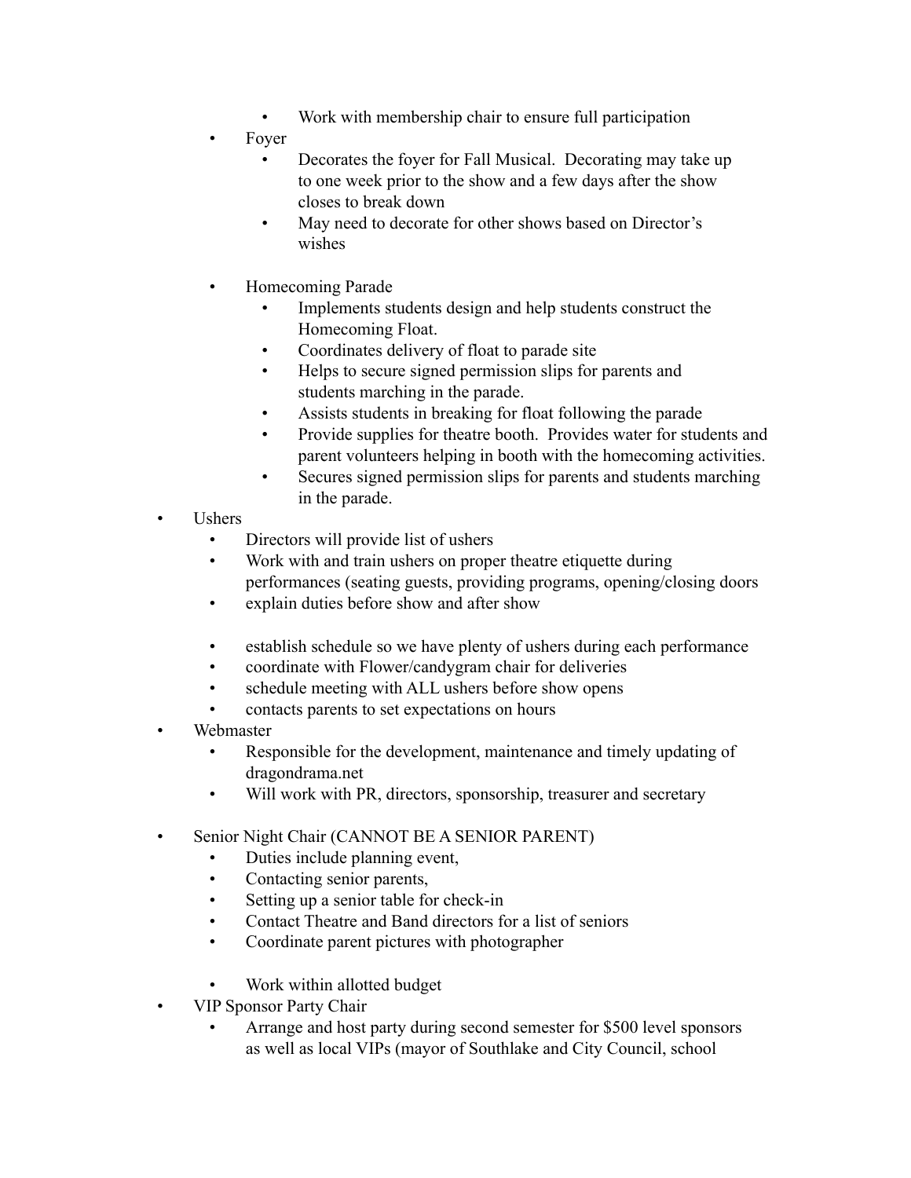- Work with membership chair to ensure full participation
    - Foyer
        - Decorates the foyer for Fall Musical.  Decorating may take up to one week prior to the show and a few days after the show closes to break down
        - May need to decorate for other shows based on Director's wishes

    - Homecoming Parade
        - Implements students design and help students construct the Homecoming Float.
        - Coordinates delivery of float to parade site
        - Helps to secure signed permission slips for parents and students marching in the parade.
        - Assists students in breaking for float following the parade
        - Provide supplies for theatre booth.  Provides water for students and parent volunteers helping in booth with the homecoming activities.
        - Secures signed permission slips for parents and students marching in the parade.
- Ushers
    - Directors will provide list of ushers
    - Work with and train ushers on proper theatre etiquette during performances (seating guests, providing programs, opening/closing doors
    - explain duties before show and after show

    - establish schedule so we have plenty of ushers during each performance
    - coordinate with Flower/candygram chair for deliveries
    - schedule meeting with ALL ushers before show opens
    - contacts parents to set expectations on hours
- Webmaster
    - Responsible for the development, maintenance and timely updating of dragondrama.net
    - Will work with PR, directors, sponsorship, treasurer and secretary

- Senior Night Chair (CANNOT BE A SENIOR PARENT)
    - Duties include planning event,
    - Contacting senior parents,
    - Setting up a senior table for check-in
    - Contact Theatre and Band directors for a list of seniors
    - Coordinate parent pictures with photographer

    - Work within allotted budget
- VIP Sponsor Party Chair
    - Arrange and host party during second semester for $500 level sponsors as well as local VIPs (mayor of Southlake and City Council, school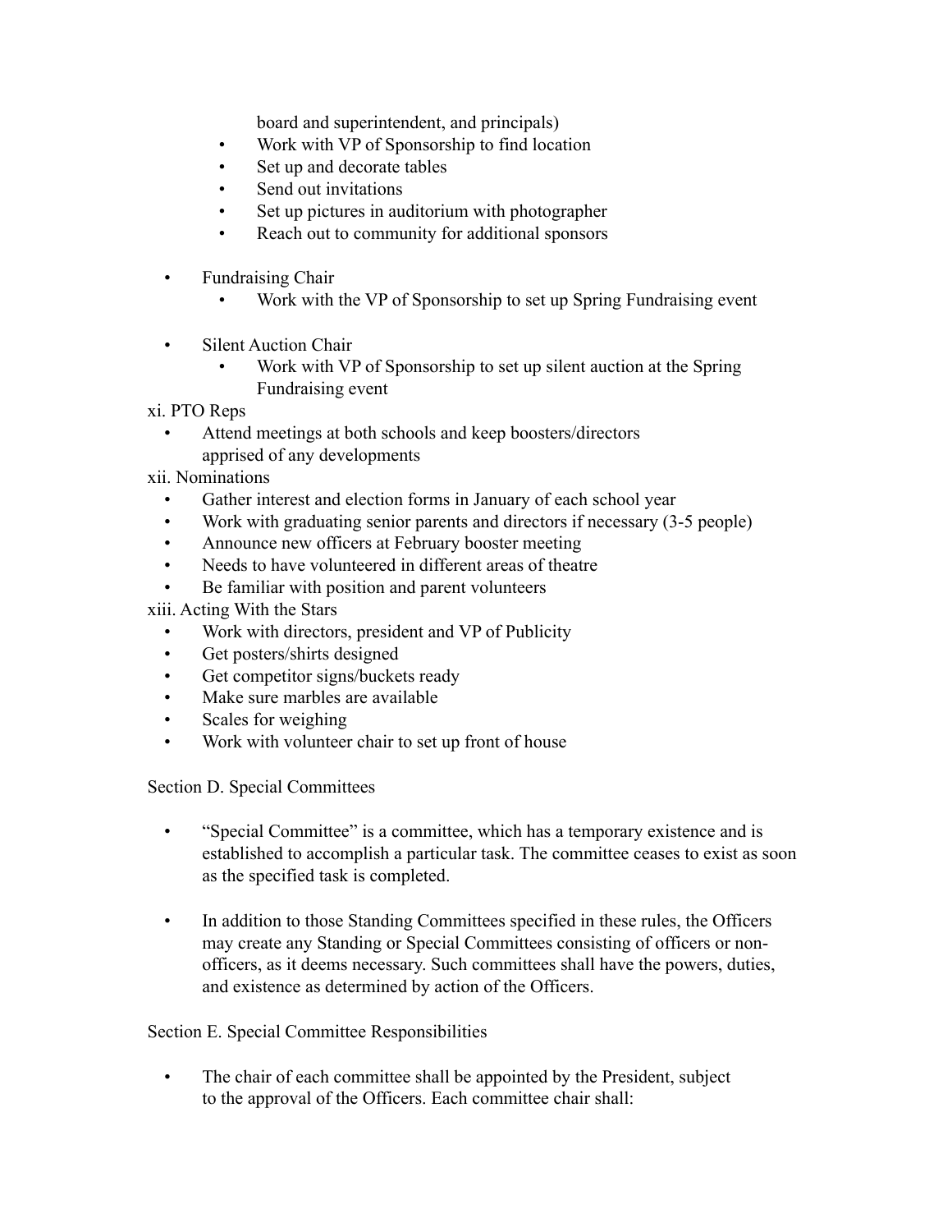board and superintendent, and principals)
    - Work with VP of Sponsorship to find location
    - Set up and decorate tables
    - Send out invitations
    - Set up pictures in auditorium with photographer
    - Reach out to community for additional sponsors

- Fundraising Chair
    - Work with the VP of Sponsorship to set up Spring Fundraising event

- Silent Auction Chair
    - Work with VP of Sponsorship to set up silent auction at the Spring Fundraising event

xi. PTO Reps

- Attend meetings at both schools and keep boosters/directors apprised of any developments

xii. Nominations

- Gather interest and election forms in January of each school year
- Work with graduating senior parents and directors if necessary (3-5 people)
- Announce new officers at February booster meeting
- Needs to have volunteered in different areas of theatre
- Be familiar with position and parent volunteers

xiii. Acting With the Stars

- Work with directors, president and VP of Publicity
- Get posters/shirts designed
- Get competitor signs/buckets ready
- Make sure marbles are available
- Scales for weighing
- Work with volunteer chair to set up front of house

Section D. Special Committees

- "Special Committee" is a committee, which has a temporary existence and is established to accomplish a particular task. The committee ceases to exist as soon as the specified task is completed.

- In addition to those Standing Committees specified in these rules, the Officers may create any Standing or Special Committees consisting of officers or non-officers, as it deems necessary. Such committees shall have the powers, duties, and existence as determined by action of the Officers.

Section E. Special Committee Responsibilities

- The chair of each committee shall be appointed by the President, subject to the approval of the Officers. Each committee chair shall: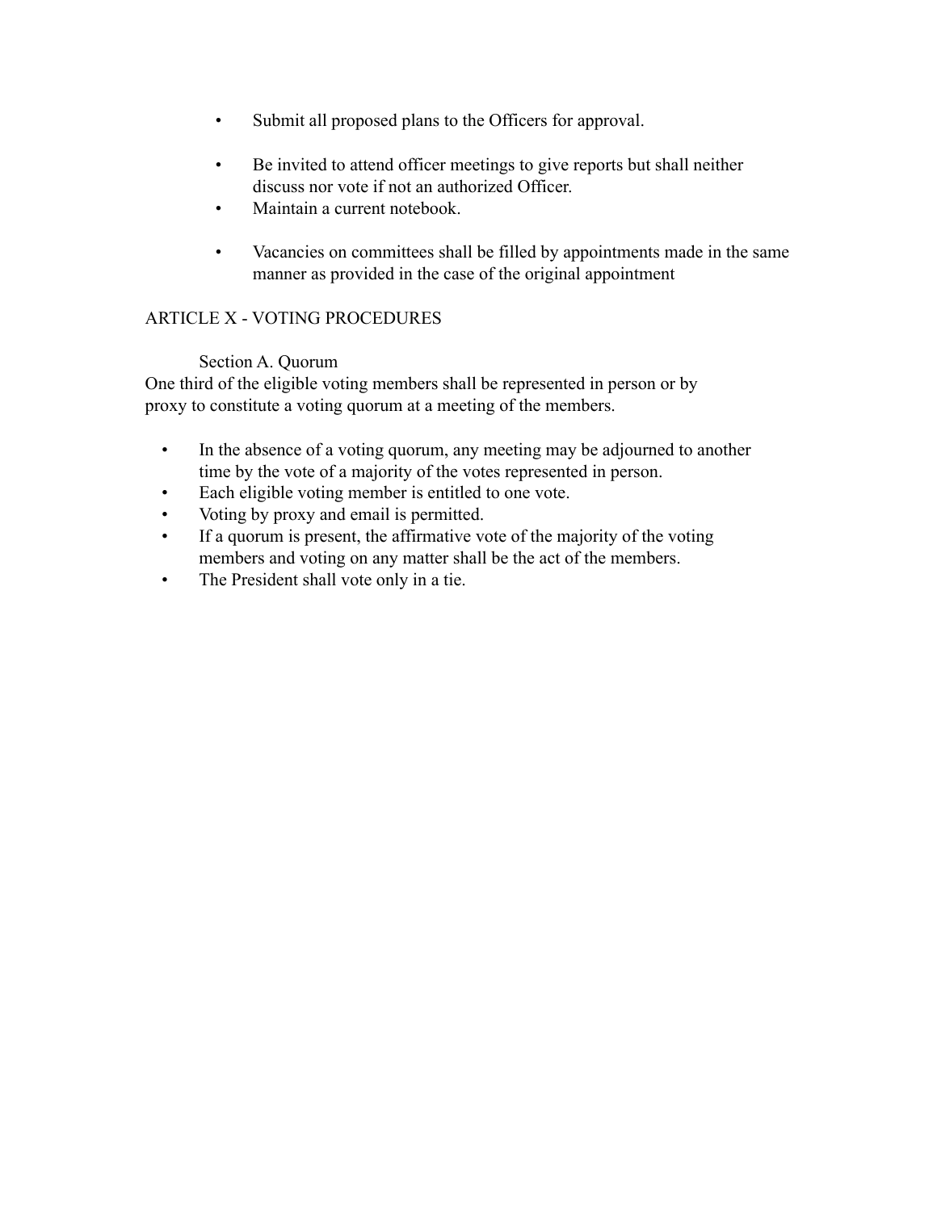- Submit all proposed plans to the Officers for approval.

- Be invited to attend officer meetings to give reports but shall neither discuss nor vote if not an authorized Officer.
- Maintain a current notebook.

- Vacancies on committees shall be filled by appointments made in the same manner as provided in the case of the original appointment

## ARTICLE X - VOTING PROCEDURES

### Section A. Quorum

One third of the eligible voting members shall be represented in person or by proxy to constitute a voting quorum at a meeting of the members.

- In the absence of a voting quorum, any meeting may be adjourned to another time by the vote of a majority of the votes represented in person.
- Each eligible voting member is entitled to one vote.
- Voting by proxy and email is permitted.
- If a quorum is present, the affirmative vote of the majority of the voting members and voting on any matter shall be the act of the members.
- The President shall vote only in a tie.